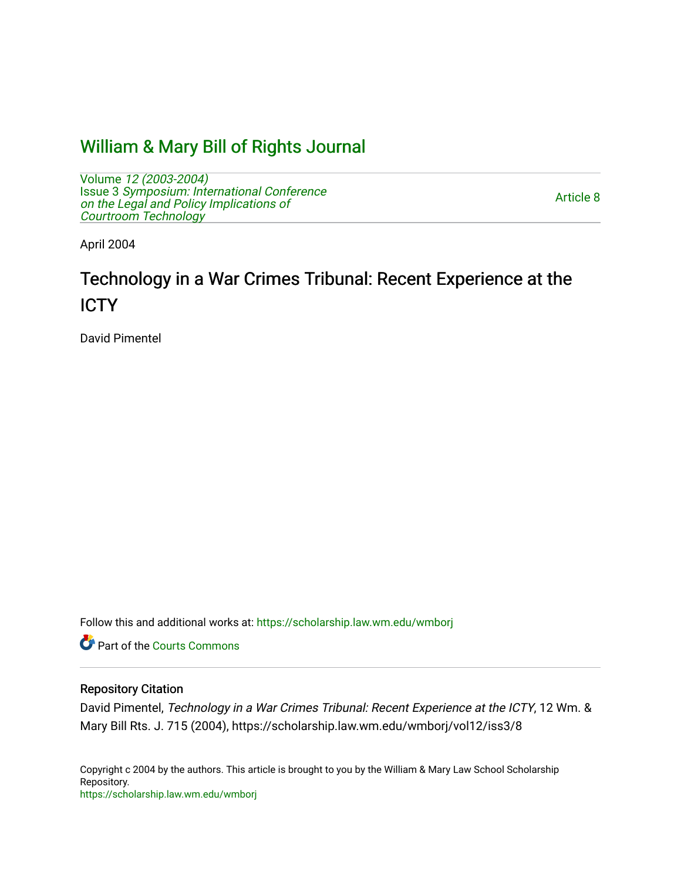# William & Mary Bill of Rights Journal

Volume *12 (2003-2004)*
Issue 3 *Symposium: International Conference on the Legal and Policy Implications of Courtroom Technology*

Article 8

April 2004

## Technology in a War Crimes Tribunal: Recent Experience at the ICTY

David Pimentel

Follow this and additional works at: https://scholarship.law.wm.edu/wmborj

Part of the Courts Commons

### Repository Citation

David Pimentel, *Technology in a War Crimes Tribunal: Recent Experience at the ICTY*, 12 Wm. & Mary Bill Rts. J. 715 (2004), https://scholarship.law.wm.edu/wmborj/vol12/iss3/8

Copyright c 2004 by the authors. This article is brought to you by the William & Mary Law School Scholarship Repository.
https://scholarship.law.wm.edu/wmborj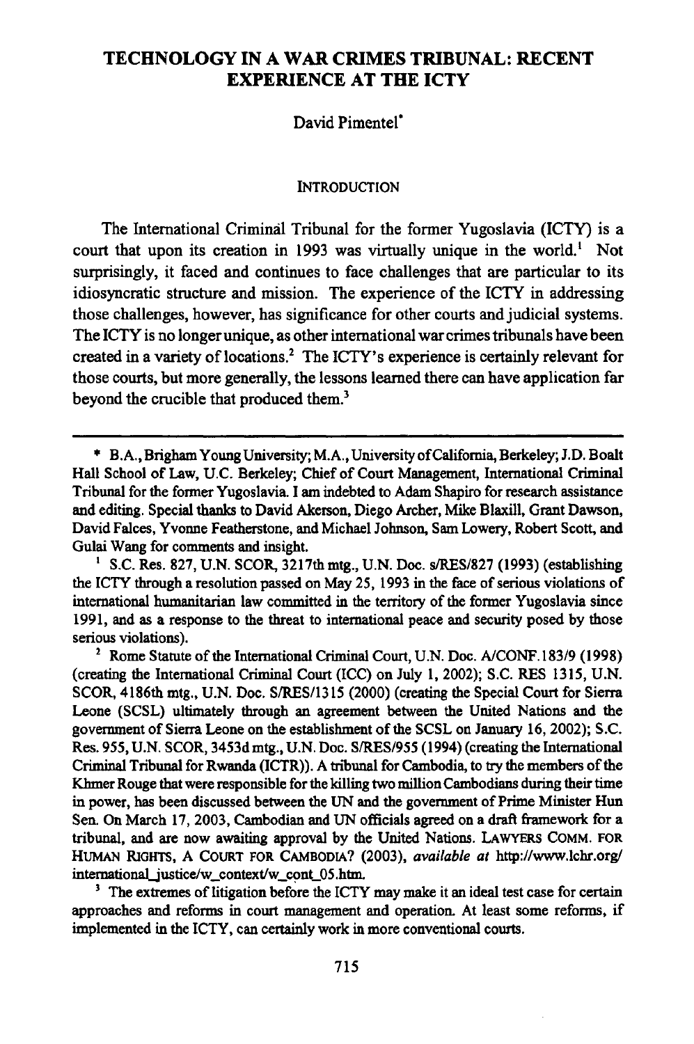# TECHNOLOGY IN A WAR CRIMES TRIBUNAL: RECENT EXPERIENCE AT THE ICTY

David Pimentel*

## INTRODUCTION

The International Criminal Tribunal for the former Yugoslavia (ICTY) is a court that upon its creation in 1993 was virtually unique in the world.[1] Not surprisingly, it faced and continues to face challenges that are particular to its idiosyncratic structure and mission. The experience of the ICTY in addressing those challenges, however, has significance for other courts and judicial systems. The ICTY is no longer unique, as other international war crimes tribunals have been created in a variety of locations.[2] The ICTY's experience is certainly relevant for those courts, but more generally, the lessons learned there can have application far beyond the crucible that produced them.[3]

---

\* B.A., Brigham Young University; M.A., University of California, Berkeley; J.D. Boalt Hall School of Law, U.C. Berkeley; Chief of Court Management, International Criminal Tribunal for the former Yugoslavia. I am indebted to Adam Shapiro for research assistance and editing. Special thanks to David Akerson, Diego Archer, Mike Blaxill, Grant Dawson, David Falces, Yvonne Featherstone, and Michael Johnson, Sam Lowery, Robert Scott, and Gulai Wang for comments and insight.

[1] S.C. Res. 827, U.N. SCOR, 3217th mtg., U.N. Doc. s/RES/827 (1993) (establishing the ICTY through a resolution passed on May 25, 1993 in the face of serious violations of international humanitarian law committed in the territory of the former Yugoslavia since 1991, and as a response to the threat to international peace and security posed by those serious violations).

[2] Rome Statute of the International Criminal Court, U.N. Doc. A/CONF.183/9 (1998) (creating the International Criminal Court (ICC) on July 1, 2002); S.C. RES 1315, U.N. SCOR, 4186th mtg., U.N. Doc. S/RES/1315 (2000) (creating the Special Court for Sierra Leone (SCSL) ultimately through an agreement between the United Nations and the government of Sierra Leone on the establishment of the SCSL on January 16, 2002); S.C. Res. 955, U.N. SCOR, 3453d mtg., U.N. Doc. S/RES/955 (1994) (creating the International Criminal Tribunal for Rwanda (ICTR)). A tribunal for Cambodia, to try the members of the Khmer Rouge that were responsible for the killing two million Cambodians during their time in power, has been discussed between the UN and the government of Prime Minister Hun Sen. On March 17, 2003, Cambodian and UN officials agreed on a draft framework for a tribunal, and are now awaiting approval by the United Nations. LAWYERS COMM. FOR HUMAN RIGHTS, A COURT FOR CAMBODIA? (2003), *available at* http://www.lchr.org/international_justice/w_context/w_cont_05.htm.

[3] The extremes of litigation before the ICTY may make it an ideal test case for certain approaches and reforms in court management and operation. At least some reforms, if implemented in the ICTY, can certainly work in more conventional courts.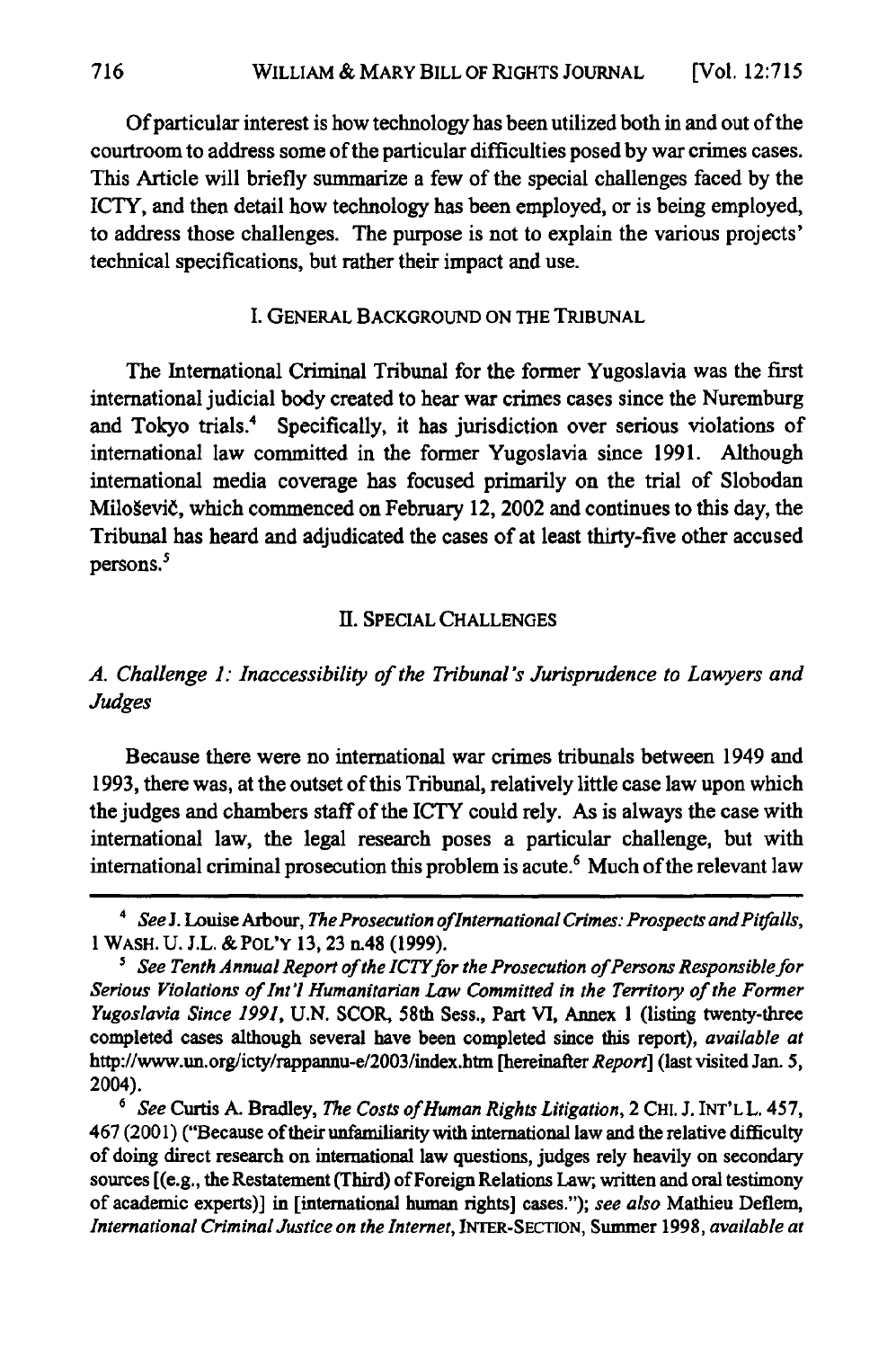Of particular interest is how technology has been utilized both in and out of the courtroom to address some of the particular difficulties posed by war crimes cases. This Article will briefly summarize a few of the special challenges faced by the ICTY, and then detail how technology has been employed, or is being employed, to address those challenges. The purpose is not to explain the various projects' technical specifications, but rather their impact and use.

## I. GENERAL BACKGROUND ON THE TRIBUNAL

The International Criminal Tribunal for the former Yugoslavia was the first international judicial body created to hear war crimes cases since the Nuremberg and Tokyo trials.[4] Specifically, it has jurisdiction over serious violations of international law committed in the former Yugoslavia since 1991. Although international media coverage has focused primarily on the trial of Slobodan Milošević, which commenced on February 12, 2002 and continues to this day, the Tribunal has heard and adjudicated the cases of at least thirty-five other accused persons.[5]

## II. SPECIAL CHALLENGES

### *A. Challenge 1: Inaccessibility of the Tribunal's Jurisprudence to Lawyers and Judges*

Because there were no international war crimes tribunals between 1949 and 1993, there was, at the outset of this Tribunal, relatively little case law upon which the judges and chambers staff of the ICTY could rely. As is always the case with international law, the legal research poses a particular challenge, but with international criminal prosecution this problem is acute.[6] Much of the relevant law

---

[4] *See* J. Louise Arbour, *The Prosecution of International Crimes: Prospects and Pitfalls*, 1 WASH. U. J.L. & POL'Y 13, 23 n.48 (1999).

[5] *See Tenth Annual Report of the ICTY for the Prosecution of Persons Responsible for Serious Violations of Int'l Humanitarian Law Committed in the Territory of the Former Yugoslavia Since 1991*, U.N. SCOR, 58th Sess., Part VI, Annex 1 (listing twenty-three completed cases although several have been completed since this report), *available at* http://www.un.org/icty/rappannu-e/2003/index.htm [hereinafter *Report*] (last visited Jan. 5, 2004).

[6] *See* Curtis A. Bradley, *The Costs of Human Rights Litigation*, 2 CHI. J. INT'L L. 457, 467 (2001) ("Because of their unfamiliarity with international law and the relative difficulty of doing direct research on international law questions, judges rely heavily on secondary sources [(e.g., the Restatement (Third) of Foreign Relations Law; written and oral testimony of academic experts)] in [international human rights] cases."); *see also* Mathieu Deflem, *International Criminal Justice on the Internet*, INTER-SECTION, Summer 1998, *available at*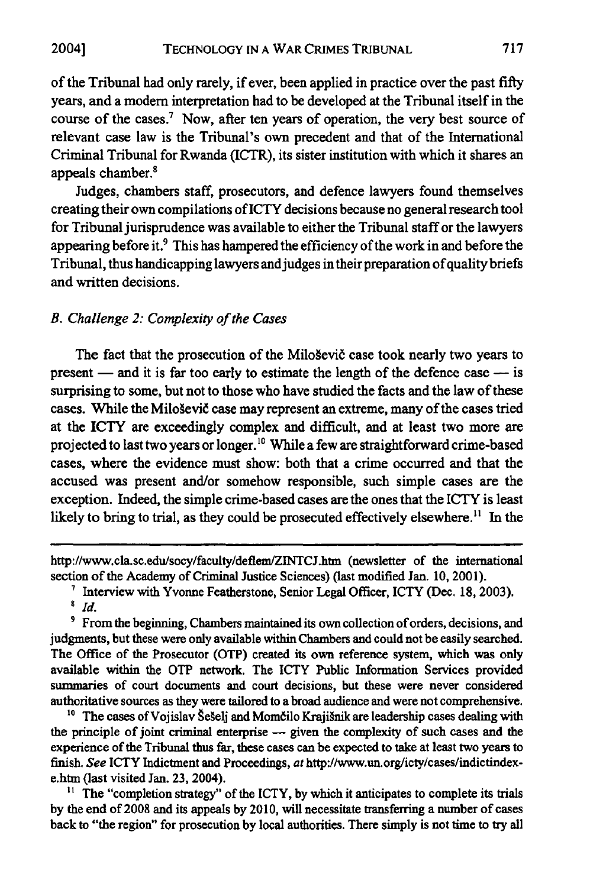of the Tribunal had only rarely, if ever, been applied in practice over the past fifty years, and a modern interpretation had to be developed at the Tribunal itself in the course of the cases.[7] Now, after ten years of operation, the very best source of relevant case law is the Tribunal's own precedent and that of the International Criminal Tribunal for Rwanda (ICTR), its sister institution with which it shares an appeals chamber.[8]

Judges, chambers staff, prosecutors, and defence lawyers found themselves creating their own compilations of ICTY decisions because no general research tool for Tribunal jurisprudence was available to either the Tribunal staff or the lawyers appearing before it.[9] This has hampered the efficiency of the work in and before the Tribunal, thus handicapping lawyers and judges in their preparation of quality briefs and written decisions.

### *B. Challenge 2: Complexity of the Cases*

The fact that the prosecution of the Miloševič case took nearly two years to present — and it is far too early to estimate the length of the defence case — is surprising to some, but not to those who have studied the facts and the law of these cases. While the Miloševič case may represent an extreme, many of the cases tried at the ICTY are exceedingly complex and difficult, and at least two more are projected to last two years or longer.[10] While a few are straightforward crime-based cases, where the evidence must show: both that a crime occurred and that the accused was present and/or somehow responsible, such simple cases are the exception. Indeed, the simple crime-based cases are the ones that the ICTY is least likely to bring to trial, as they could be prosecuted effectively elsewhere.[11] In the

---

http://www.cla.sc.edu/socy/faculty/deflem/ZINTCJ.htm (newsletter of the international section of the Academy of Criminal Justice Sciences) (last modified Jan. 10, 2001).

[7] Interview with Yvonne Featherstone, Senior Legal Officer, ICTY (Dec. 18, 2003).

[8] *Id.*

[9] From the beginning, Chambers maintained its own collection of orders, decisions, and judgments, but these were only available within Chambers and could not be easily searched. The Office of the Prosecutor (OTP) created its own reference system, which was only available within the OTP network. The ICTY Public Information Services provided summaries of court documents and court decisions, but these were never considered authoritative sources as they were tailored to a broad audience and were not comprehensive.

[10] The cases of Vojislav Šešelj and Momčilo Krajišnik are leadership cases dealing with the principle of joint criminal enterprise — given the complexity of such cases and the experience of the Tribunal thus far, these cases can be expected to take at least two years to finish. *See* ICTY Indictment and Proceedings, *at* http://www.un.org/icty/cases/indictindex-e.htm (last visited Jan. 23, 2004).

[11] The "completion strategy" of the ICTY, by which it anticipates to complete its trials by the end of 2008 and its appeals by 2010, will necessitate transferring a number of cases back to "the region" for prosecution by local authorities. There simply is not time to try all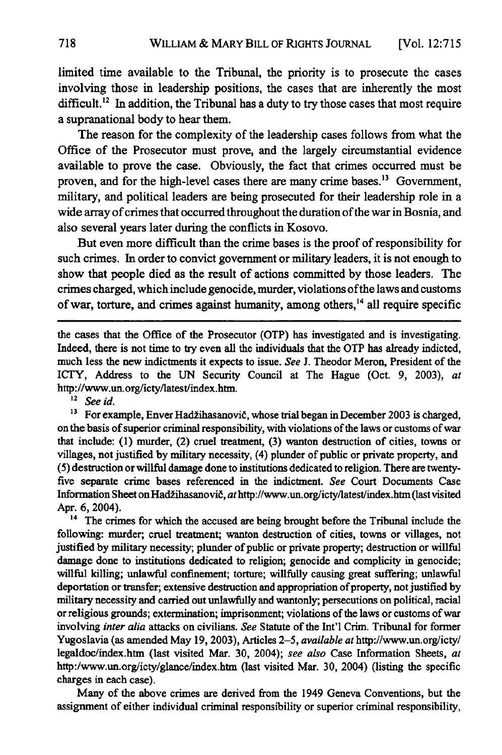limited time available to the Tribunal, the priority is to prosecute the cases involving those in leadership positions, the cases that are inherently the most difficult.[12] In addition, the Tribunal has a duty to try those cases that most require a supranational body to hear them.

The reason for the complexity of the leadership cases follows from what the Office of the Prosecutor must prove, and the largely circumstantial evidence available to prove the case. Obviously, the fact that crimes occurred must be proven, and for the high-level cases there are many crime bases.[13] Government, military, and political leaders are being prosecuted for their leadership role in a wide array of crimes that occurred throughout the duration of the war in Bosnia, and also several years later during the conflicts in Kosovo.

But even more difficult than the crime bases is the proof of responsibility for such crimes. In order to convict government or military leaders, it is not enough to show that people died as the result of actions committed by those leaders. The crimes charged, which include genocide, murder, violations of the laws and customs of war, torture, and crimes against humanity, among others,[14] all require specific

---

the cases that the Office of the Prosecutor (OTP) has investigated and is investigating. Indeed, there is not time to try even all the individuals that the OTP has already indicted, much less the new indictments it expects to issue. *See* J. Theodor Meron, President of the ICTY, Address to the UN Security Council at The Hague (Oct. 9, 2003), *at* http://www.un.org/icty/latest/index.htm.

[12] *See id.*

[13] For example, Enver Hadžihasanović, whose trial began in December 2003 is charged, on the basis of superior criminal responsibility, with violations of the laws or customs of war that include: (1) murder, (2) cruel treatment, (3) wanton destruction of cities, towns or villages, not justified by military necessity, (4) plunder of public or private property, and (5) destruction or willful damage done to institutions dedicated to religion. There are twenty-five separate crime bases referenced in the indictment. *See* Court Documents Case Information Sheet on Hadžihasanović, *at* http://www.un.org/icty/latest/index.htm (last visited Apr. 6, 2004).

[14] The crimes for which the accused are being brought before the Tribunal include the following: murder; cruel treatment; wanton destruction of cities, towns or villages, not justified by military necessity; plunder of public or private property; destruction or willful damage done to institutions dedicated to religion; genocide and complicity in genocide; willful killing; unlawful confinement; torture; willfully causing great suffering; unlawful deportation or transfer; extensive destruction and appropriation of property, not justified by military necessity and carried out unlawfully and wantonly; persecutions on political, racial or religious grounds; extermination; imprisonment; violations of the laws or customs of war involving *inter alia* attacks on civilians. *See* Statute of the Int'l Crim. Tribunal for former Yugoslavia (as amended May 19, 2003), Articles 2–5, *available at* http://www.un.org/icty/legaldoc/index.htm (last visited Mar. 30, 2004); *see also* Case Information Sheets, *at* http:/www.un.org/icty/glance/index.htm (last visited Mar. 30, 2004) (listing the specific charges in each case).

Many of the above crimes are derived from the 1949 Geneva Conventions, but the assignment of either individual criminal responsibility or superior criminal responsibility,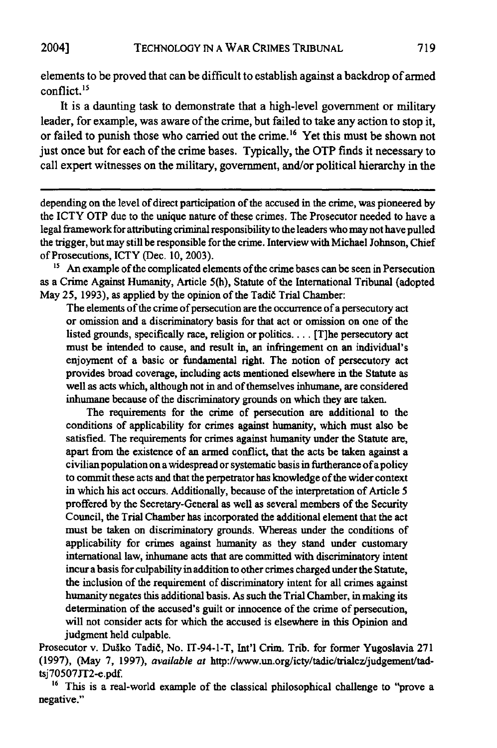elements to be proved that can be difficult to establish against a backdrop of armed conflict.[15]

It is a daunting task to demonstrate that a high-level government or military leader, for example, was aware of the crime, but failed to take any action to stop it, or failed to punish those who carried out the crime.[16] Yet this must be shown not just once but for each of the crime bases. Typically, the OTP finds it necessary to call expert witnesses on the military, government, and/or political hierarchy in the

---

depending on the level of direct participation of the accused in the crime, was pioneered by the ICTY OTP due to the unique nature of these crimes. The Prosecutor needed to have a legal framework for attributing criminal responsibility to the leaders who may not have pulled the trigger, but may still be responsible for the crime. Interview with Michael Johnson, Chief of Prosecutions, ICTY (Dec. 10, 2003).

[15] An example of the complicated elements of the crime bases can be seen in Persecution as a Crime Against Humanity, Article 5(h), Statute of the International Tribunal (adopted May 25, 1993), as applied by the opinion of the Tadić Trial Chamber:

> The elements of the crime of persecution are the occurrence of a persecutory act or omission and a discriminatory basis for that act or omission on one of the listed grounds, specifically race, religion or politics. . . . [T]he persecutory act must be intended to cause, and result in, an infringement on an individual's enjoyment of a basic or fundamental right. The notion of persecutory act provides broad coverage, including acts mentioned elsewhere in the Statute as well as acts which, although not in and of themselves inhumane, are considered inhumane because of the discriminatory grounds on which they are taken.
>
> The requirements for the crime of persecution are additional to the conditions of applicability for crimes against humanity, which must also be satisfied. The requirements for crimes against humanity under the Statute are, apart from the existence of an armed conflict, that the acts be taken against a civilian population on a widespread or systematic basis in furtherance of a policy to commit these acts and that the perpetrator has knowledge of the wider context in which his act occurs. Additionally, because of the interpretation of Article 5 proffered by the Secretary-General as well as several members of the Security Council, the Trial Chamber has incorporated the additional element that the act must be taken on discriminatory grounds. Whereas under the conditions of applicability for crimes against humanity as they stand under customary international law, inhumane acts that are committed with discriminatory intent incur a basis for culpability in addition to other crimes charged under the Statute, the inclusion of the requirement of discriminatory intent for all crimes against humanity negates this additional basis. As such the Trial Chamber, in making its determination of the accused's guilt or innocence of the crime of persecution, will not consider acts for which the accused is elsewhere in this Opinion and judgment held culpable.

Prosecutor v. Duško Tadić, No. IT-94-1-T, Int'l Crim. Trib. for former Yugoslavia 271 (1997), (May 7, 1997), *available at* http://www.un.org/icty/tadic/trialcz/judgement/tad-tsj70507JT2-e.pdf.

[16] This is a real-world example of the classical philosophical challenge to "prove a negative."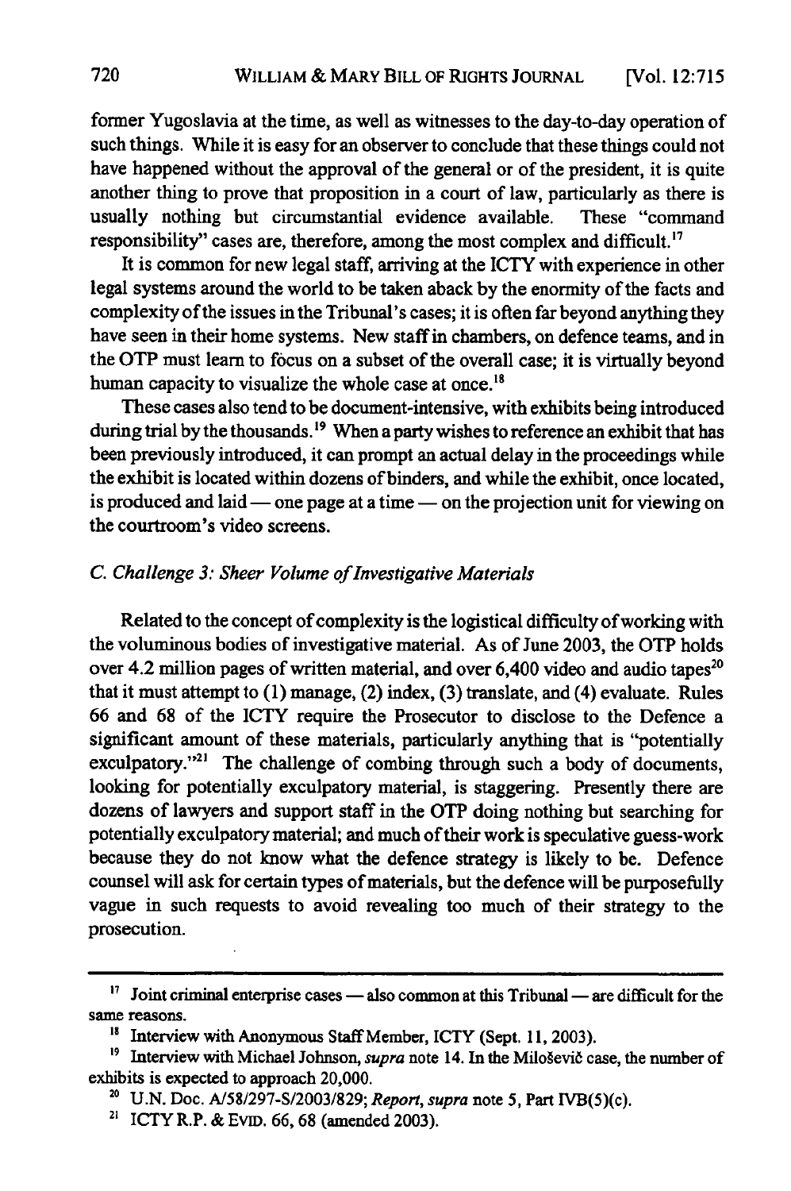former Yugoslavia at the time, as well as witnesses to the day-to-day operation of such things. While it is easy for an observer to conclude that these things could not have happened without the approval of the general or of the president, it is quite another thing to prove that proposition in a court of law, particularly as there is usually nothing but circumstantial evidence available. These "command responsibility" cases are, therefore, among the most complex and difficult.[17]

It is common for new legal staff, arriving at the ICTY with experience in other legal systems around the world to be taken aback by the enormity of the facts and complexity of the issues in the Tribunal's cases; it is often far beyond anything they have seen in their home systems. New staff in chambers, on defence teams, and in the OTP must learn to focus on a subset of the overall case; it is virtually beyond human capacity to visualize the whole case at once.[18]

These cases also tend to be document-intensive, with exhibits being introduced during trial by the thousands.[19] When a party wishes to reference an exhibit that has been previously introduced, it can prompt an actual delay in the proceedings while the exhibit is located within dozens of binders, and while the exhibit, once located, is produced and laid — one page at a time — on the projection unit for viewing on the courtroom's video screens.

### *C. Challenge 3: Sheer Volume of Investigative Materials*

Related to the concept of complexity is the logistical difficulty of working with the voluminous bodies of investigative material. As of June 2003, the OTP holds over 4.2 million pages of written material, and over 6,400 video and audio tapes[20] that it must attempt to (1) manage, (2) index, (3) translate, and (4) evaluate. Rules 66 and 68 of the ICTY require the Prosecutor to disclose to the Defence a significant amount of these materials, particularly anything that is "potentially exculpatory."[21] The challenge of combing through such a body of documents, looking for potentially exculpatory material, is staggering. Presently there are dozens of lawyers and support staff in the OTP doing nothing but searching for potentially exculpatory material; and much of their work is speculative guess-work because they do not know what the defence strategy is likely to be. Defence counsel will ask for certain types of materials, but the defence will be purposefully vague in such requests to avoid revealing too much of their strategy to the prosecution.

---

[17] Joint criminal enterprise cases — also common at this Tribunal — are difficult for the same reasons.

[18] Interview with Anonymous Staff Member, ICTY (Sept. 11, 2003).

[19] Interview with Michael Johnson, *supra* note 14. In the Milošević case, the number of exhibits is expected to approach 20,000.

[20] U.N. Doc. A/58/297-S/2003/829; *Report*, *supra* note 5, Part IVB(5)(c).

[21] ICTY R.P. & EVID. 66, 68 (amended 2003).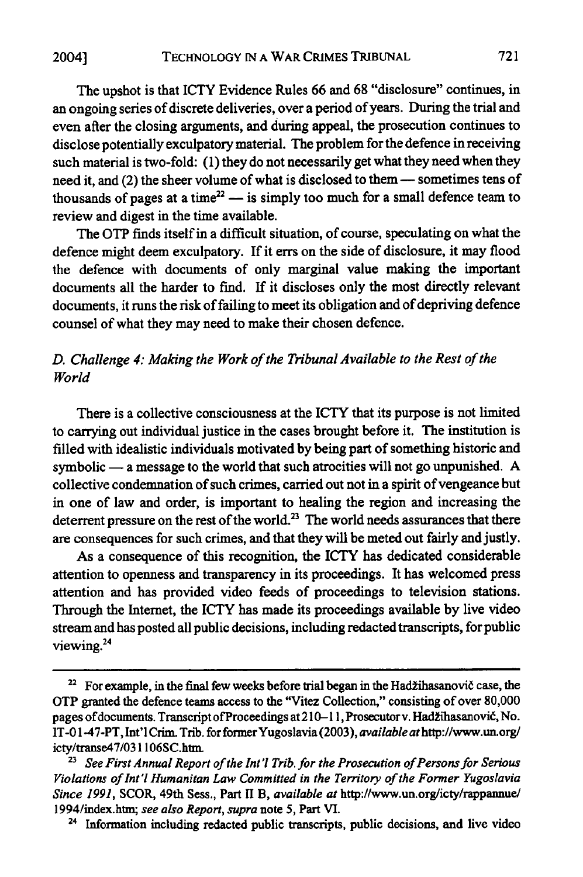The upshot is that ICTY Evidence Rules 66 and 68 "disclosure" continues, in an ongoing series of discrete deliveries, over a period of years. During the trial and even after the closing arguments, and during appeal, the prosecution continues to disclose potentially exculpatory material. The problem for the defence in receiving such material is two-fold: (1) they do not necessarily get what they need when they need it, and (2) the sheer volume of what is disclosed to them — sometimes tens of thousands of pages at a time[22] — is simply too much for a small defence team to review and digest in the time available.

The OTP finds itself in a difficult situation, of course, speculating on what the defence might deem exculpatory. If it errs on the side of disclosure, it may flood the defence with documents of only marginal value making the important documents all the harder to find. If it discloses only the most directly relevant documents, it runs the risk of failing to meet its obligation and of depriving defence counsel of what they may need to make their chosen defence.

### *D. Challenge 4: Making the Work of the Tribunal Available to the Rest of the World*

There is a collective consciousness at the ICTY that its purpose is not limited to carrying out individual justice in the cases brought before it. The institution is filled with idealistic individuals motivated by being part of something historic and symbolic — a message to the world that such atrocities will not go unpunished. A collective condemnation of such crimes, carried out not in a spirit of vengeance but in one of law and order, is important to healing the region and increasing the deterrent pressure on the rest of the world.[23] The world needs assurances that there are consequences for such crimes, and that they will be meted out fairly and justly.

As a consequence of this recognition, the ICTY has dedicated considerable attention to openness and transparency in its proceedings. It has welcomed press attention and has provided video feeds of proceedings to television stations. Through the Internet, the ICTY has made its proceedings available by live video stream and has posted all public decisions, including redacted transcripts, for public viewing.[24]

---

[22] For example, in the final few weeks before trial began in the Hadžihasanovič case, the OTP granted the defence teams access to the "Vitez Collection," consisting of over 80,000 pages of documents. Transcript of Proceedings at 210–11, Prosecutor v. Hadžihasanovič, No. IT-01-47-PT, Int'l Crim. Trib. for former Yugoslavia (2003), *available at* http://www.un.org/icty/transe47/031106SC.htm.

[23] *See First Annual Report of the Int'l Trib. for the Prosecution of Persons for Serious Violations of Int'l Humanitan Law Committed in the Territory of the Former Yugoslavia Since 1991*, SCOR, 49th Sess., Part II B, *available at* http://www.un.org/icty/rappannue/1994/index.htm; *see also Report*, *supra* note 5, Part VI.

[24] Information including redacted public transcripts, public decisions, and live video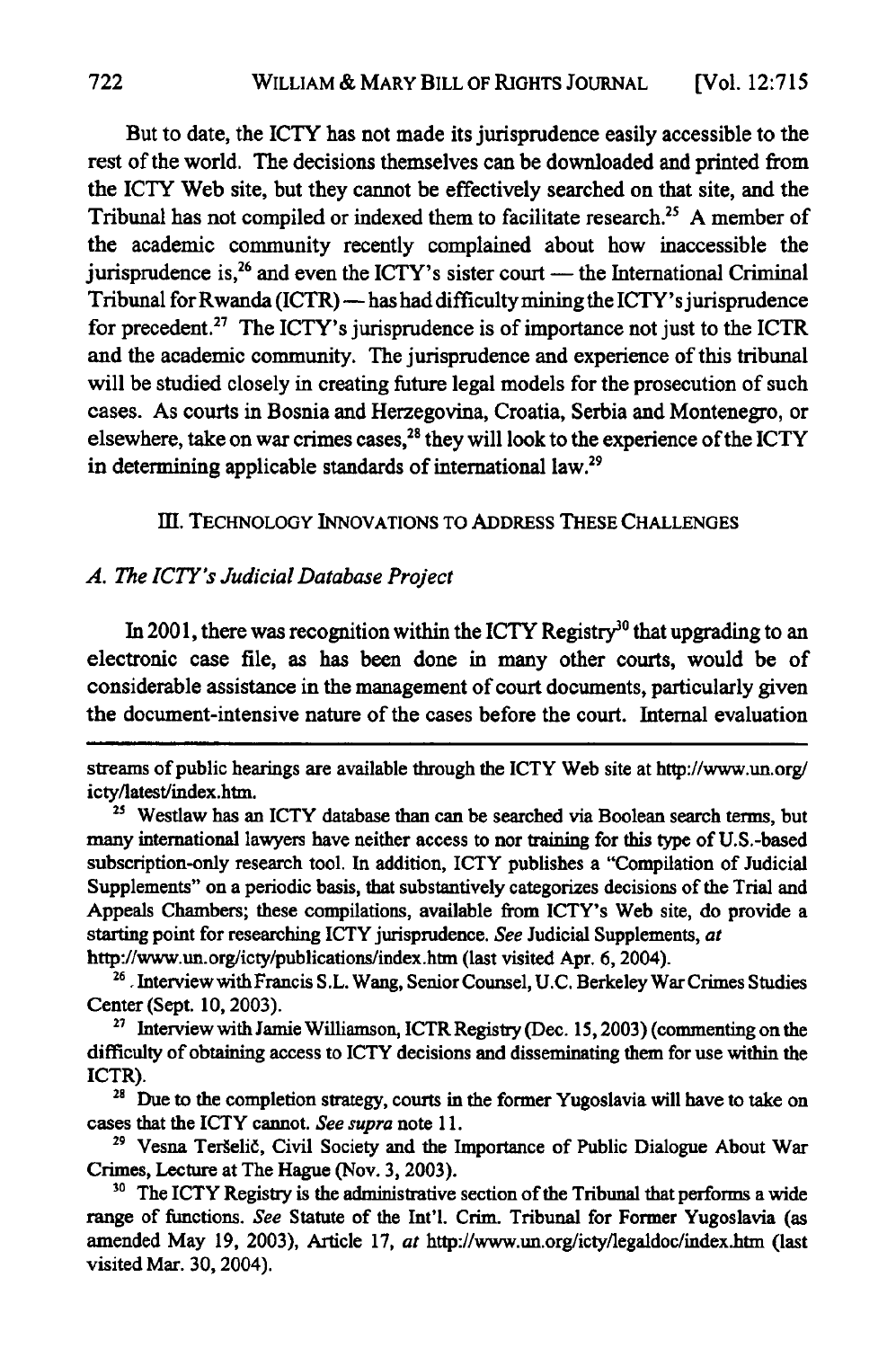But to date, the ICTY has not made its jurisprudence easily accessible to the rest of the world. The decisions themselves can be downloaded and printed from the ICTY Web site, but they cannot be effectively searched on that site, and the Tribunal has not compiled or indexed them to facilitate research.[25] A member of the academic community recently complained about how inaccessible the jurisprudence is,[26] and even the ICTY's sister court — the International Criminal Tribunal for Rwanda (ICTR) — has had difficulty mining the ICTY's jurisprudence for precedent.[27] The ICTY's jurisprudence is of importance not just to the ICTR and the academic community. The jurisprudence and experience of this tribunal will be studied closely in creating future legal models for the prosecution of such cases. As courts in Bosnia and Herzegovina, Croatia, Serbia and Montenegro, or elsewhere, take on war crimes cases,[28] they will look to the experience of the ICTY in determining applicable standards of international law.[29]

## III. TECHNOLOGY INNOVATIONS TO ADDRESS THESE CHALLENGES

### *A. The ICTY's Judicial Database Project*

In 2001, there was recognition within the ICTY Registry[30] that upgrading to an electronic case file, as has been done in many other courts, would be of considerable assistance in the management of court documents, particularly given the document-intensive nature of the cases before the court. Internal evaluation

---

streams of public hearings are available through the ICTY Web site at http://www.un.org/icty/latest/index.htm.

[25] Westlaw has an ICTY database than can be searched via Boolean search terms, but many international lawyers have neither access to nor training for this type of U.S.-based subscription-only research tool. In addition, ICTY publishes a "Compilation of Judicial Supplements" on a periodic basis, that substantively categorizes decisions of the Trial and Appeals Chambers; these compilations, available from ICTY's Web site, do provide a starting point for researching ICTY jurisprudence. *See* Judicial Supplements, *at* http://www.un.org/icty/publications/index.htm (last visited Apr. 6, 2004).

[26] Interview with Francis S.L. Wang, Senior Counsel, U.C. Berkeley War Crimes Studies Center (Sept. 10, 2003).

[27] Interview with Jamie Williamson, ICTR Registry (Dec. 15, 2003) (commenting on the difficulty of obtaining access to ICTY decisions and disseminating them for use within the ICTR).

[28] Due to the completion strategy, courts in the former Yugoslavia will have to take on cases that the ICTY cannot. *See supra* note 11.

[29] Vesna Teršelič, Civil Society and the Importance of Public Dialogue About War Crimes, Lecture at The Hague (Nov. 3, 2003).

[30] The ICTY Registry is the administrative section of the Tribunal that performs a wide range of functions. *See* Statute of the Int'l. Crim. Tribunal for Former Yugoslavia (as amended May 19, 2003), Article 17, *at* http://www.un.org/icty/legaldoc/index.htm (last visited Mar. 30, 2004).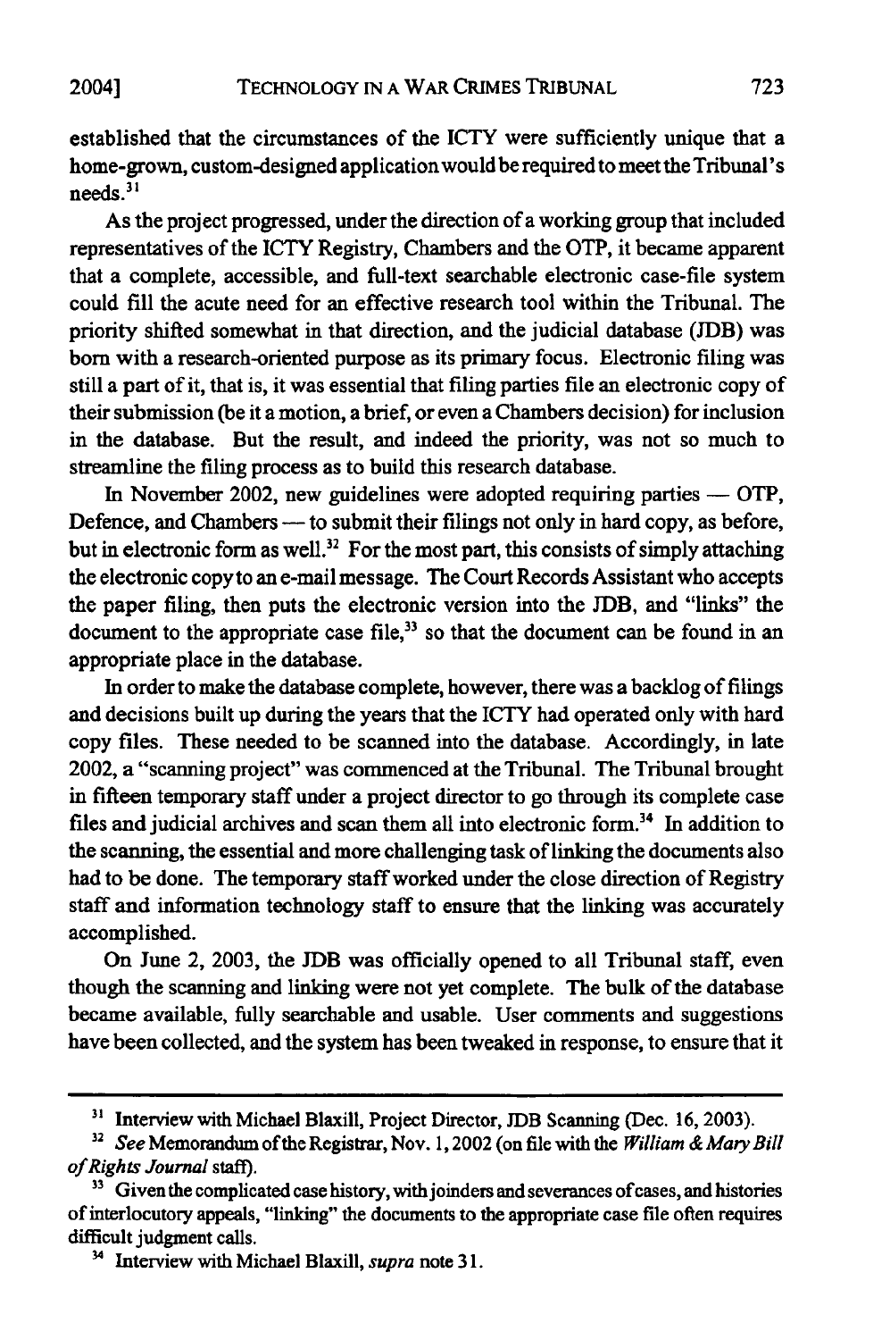established that the circumstances of the ICTY were sufficiently unique that a home-grown, custom-designed application would be required to meet the Tribunal's needs.[31]

As the project progressed, under the direction of a working group that included representatives of the ICTY Registry, Chambers and the OTP, it became apparent that a complete, accessible, and full-text searchable electronic case-file system could fill the acute need for an effective research tool within the Tribunal. The priority shifted somewhat in that direction, and the judicial database (JDB) was born with a research-oriented purpose as its primary focus. Electronic filing was still a part of it, that is, it was essential that filing parties file an electronic copy of their submission (be it a motion, a brief, or even a Chambers decision) for inclusion in the database. But the result, and indeed the priority, was not so much to streamline the filing process as to build this research database.

In November 2002, new guidelines were adopted requiring parties — OTP, Defence, and Chambers — to submit their filings not only in hard copy, as before, but in electronic form as well.[32] For the most part, this consists of simply attaching the electronic copy to an e-mail message. The Court Records Assistant who accepts the paper filing, then puts the electronic version into the JDB, and "links" the document to the appropriate case file,[33] so that the document can be found in an appropriate place in the database.

In order to make the database complete, however, there was a backlog of filings and decisions built up during the years that the ICTY had operated only with hard copy files. These needed to be scanned into the database. Accordingly, in late 2002, a "scanning project" was commenced at the Tribunal. The Tribunal brought in fifteen temporary staff under a project director to go through its complete case files and judicial archives and scan them all into electronic form.[34] In addition to the scanning, the essential and more challenging task of linking the documents also had to be done. The temporary staff worked under the close direction of Registry staff and information technology staff to ensure that the linking was accurately accomplished.

On June 2, 2003, the JDB was officially opened to all Tribunal staff, even though the scanning and linking were not yet complete. The bulk of the database became available, fully searchable and usable. User comments and suggestions have been collected, and the system has been tweaked in response, to ensure that it

---

[31] Interview with Michael Blaxill, Project Director, JDB Scanning (Dec. 16, 2003).

[32] *See* Memorandum of the Registrar, Nov. 1, 2002 (on file with the *William & Mary Bill of Rights Journal* staff).

[33] Given the complicated case history, with joinders and severances of cases, and histories of interlocutory appeals, "linking" the documents to the appropriate case file often requires difficult judgment calls.

[34] Interview with Michael Blaxill, *supra* note 31.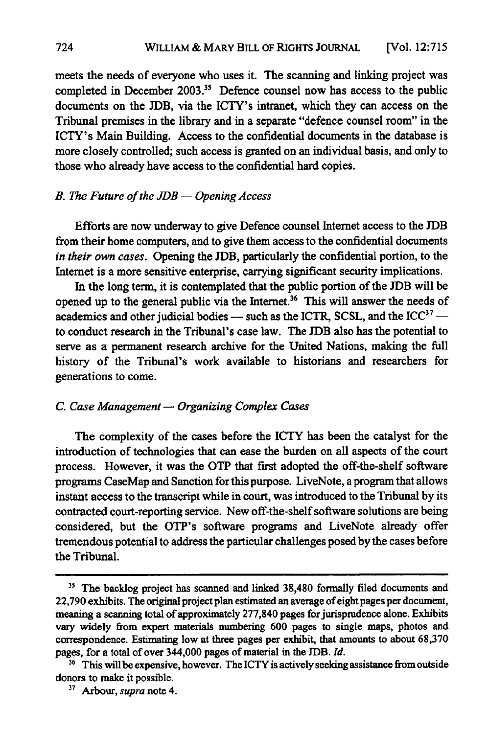meets the needs of everyone who uses it. The scanning and linking project was completed in December 2003.[35] Defence counsel now has access to the public documents on the JDB, via the ICTY's intranet, which they can access on the Tribunal premises in the library and in a separate "defence counsel room" in the ICTY's Main Building. Access to the confidential documents in the database is more closely controlled; such access is granted on an individual basis, and only to those who already have access to the confidential hard copies.

### *B. The Future of the JDB — Opening Access*

Efforts are now underway to give Defence counsel Internet access to the JDB from their home computers, and to give them access to the confidential documents *in their own cases*. Opening the JDB, particularly the confidential portion, to the Internet is a more sensitive enterprise, carrying significant security implications.

In the long term, it is contemplated that the public portion of the JDB will be opened up to the general public via the Internet.[36] This will answer the needs of academics and other judicial bodies — such as the ICTR, SCSL, and the ICC[37] — to conduct research in the Tribunal's case law. The JDB also has the potential to serve as a permanent research archive for the United Nations, making the full history of the Tribunal's work available to historians and researchers for generations to come.

### *C. Case Management — Organizing Complex Cases*

The complexity of the cases before the ICTY has been the catalyst for the introduction of technologies that can ease the burden on all aspects of the court process. However, it was the OTP that first adopted the off-the-shelf software programs CaseMap and Sanction for this purpose. LiveNote, a program that allows instant access to the transcript while in court, was introduced to the Tribunal by its contracted court-reporting service. New off-the-shelf software solutions are being considered, but the OTP's software programs and LiveNote already offer tremendous potential to address the particular challenges posed by the cases before the Tribunal.

---

[35] The backlog project has scanned and linked 38,480 formally filed documents and 22,790 exhibits. The original project plan estimated an average of eight pages per document, meaning a scanning total of approximately 277,840 pages for jurisprudence alone. Exhibits vary widely from expert materials numbering 600 pages to single maps, photos and correspondence. Estimating low at three pages per exhibit, that amounts to about 68,370 pages, for a total of over 344,000 pages of material in the JDB. *Id.*

[36] This will be expensive, however. The ICTY is actively seeking assistance from outside donors to make it possible.

[37] Arbour, *supra* note 4.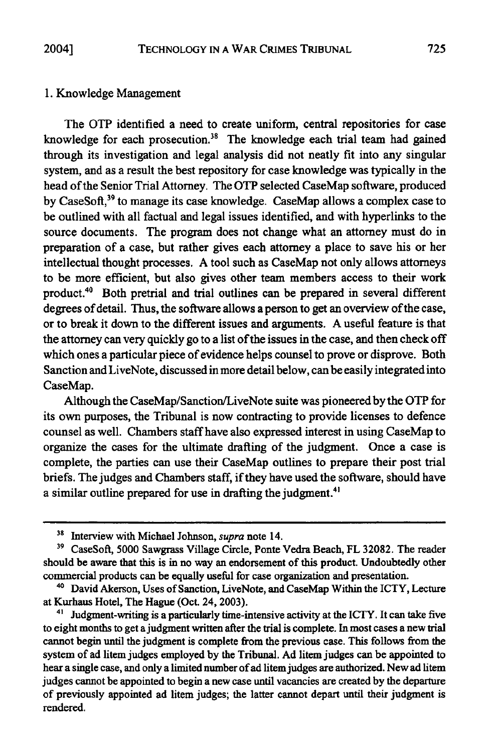### 1. Knowledge Management

The OTP identified a need to create uniform, central repositories for case knowledge for each prosecution.[38] The knowledge each trial team had gained through its investigation and legal analysis did not neatly fit into any singular system, and as a result the best repository for case knowledge was typically in the head of the Senior Trial Attorney. The OTP selected CaseMap software, produced by CaseSoft,[39] to manage its case knowledge. CaseMap allows a complex case to be outlined with all factual and legal issues identified, and with hyperlinks to the source documents. The program does not change what an attorney must do in preparation of a case, but rather gives each attorney a place to save his or her intellectual thought processes. A tool such as CaseMap not only allows attorneys to be more efficient, but also gives other team members access to their work product.[40] Both pretrial and trial outlines can be prepared in several different degrees of detail. Thus, the software allows a person to get an overview of the case, or to break it down to the different issues and arguments. A useful feature is that the attorney can very quickly go to a list of the issues in the case, and then check off which ones a particular piece of evidence helps counsel to prove or disprove. Both Sanction and LiveNote, discussed in more detail below, can be easily integrated into CaseMap.

Although the CaseMap/Sanction/LiveNote suite was pioneered by the OTP for its own purposes, the Tribunal is now contracting to provide licenses to defence counsel as well. Chambers staff have also expressed interest in using CaseMap to organize the cases for the ultimate drafting of the judgment. Once a case is complete, the parties can use their CaseMap outlines to prepare their post trial briefs. The judges and Chambers staff, if they have used the software, should have a similar outline prepared for use in drafting the judgment.[41]

---

[38] Interview with Michael Johnson, *supra* note 14.

[39] CaseSoft, 5000 Sawgrass Village Circle, Ponte Vedra Beach, FL 32082. The reader should be aware that this is in no way an endorsement of this product. Undoubtedly other commercial products can be equally useful for case organization and presentation.

[40] David Akerson, Uses of Sanction, LiveNote, and CaseMap Within the ICTY, Lecture at Kurhaus Hotel, The Hague (Oct. 24, 2003).

[41] Judgment-writing is a particularly time-intensive activity at the ICTY. It can take five to eight months to get a judgment written after the trial is complete. In most cases a new trial cannot begin until the judgment is complete from the previous case. This follows from the system of ad litem judges employed by the Tribunal. Ad litem judges can be appointed to hear a single case, and only a limited number of ad litem judges are authorized. New ad litem judges cannot be appointed to begin a new case until vacancies are created by the departure of previously appointed ad litem judges; the latter cannot depart until their judgment is rendered.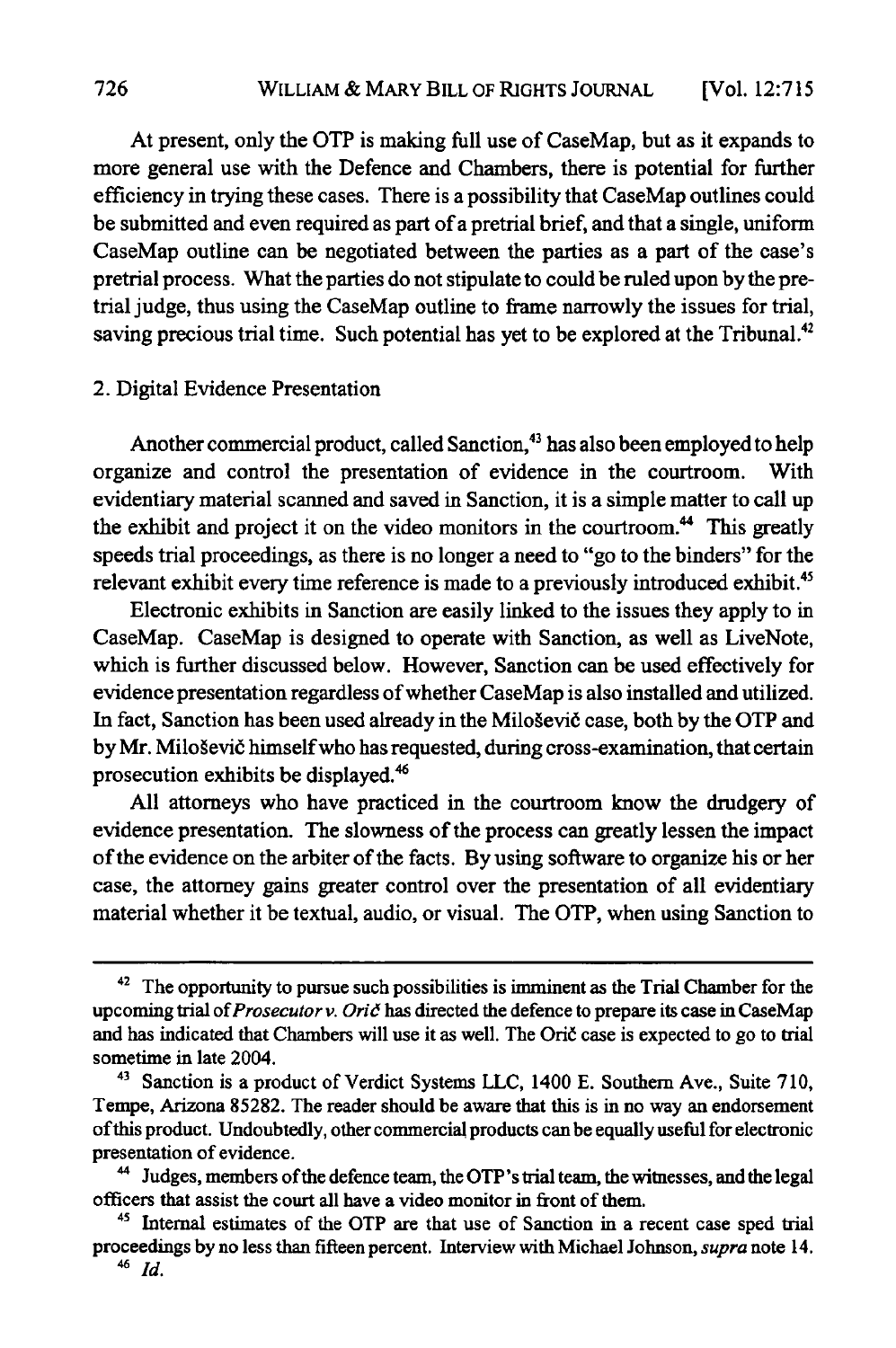At present, only the OTP is making full use of CaseMap, but as it expands to more general use with the Defence and Chambers, there is potential for further efficiency in trying these cases. There is a possibility that CaseMap outlines could be submitted and even required as part of a pretrial brief, and that a single, uniform CaseMap outline can be negotiated between the parties as a part of the case's pretrial process. What the parties do not stipulate to could be ruled upon by the pretrial judge, thus using the CaseMap outline to frame narrowly the issues for trial, saving precious trial time. Such potential has yet to be explored at the Tribunal.[42]

2. Digital Evidence Presentation

Another commercial product, called Sanction,[43] has also been employed to help organize and control the presentation of evidence in the courtroom. With evidentiary material scanned and saved in Sanction, it is a simple matter to call up the exhibit and project it on the video monitors in the courtroom.[44] This greatly speeds trial proceedings, as there is no longer a need to "go to the binders" for the relevant exhibit every time reference is made to a previously introduced exhibit.[45]

Electronic exhibits in Sanction are easily linked to the issues they apply to in CaseMap. CaseMap is designed to operate with Sanction, as well as LiveNote, which is further discussed below. However, Sanction can be used effectively for evidence presentation regardless of whether CaseMap is also installed and utilized. In fact, Sanction has been used already in the Milošević case, both by the OTP and by Mr. Milošević himself who has requested, during cross-examination, that certain prosecution exhibits be displayed.[46]

All attorneys who have practiced in the courtroom know the drudgery of evidence presentation. The slowness of the process can greatly lessen the impact of the evidence on the arbiter of the facts. By using software to organize his or her case, the attorney gains greater control over the presentation of all evidentiary material whether it be textual, audio, or visual. The OTP, when using Sanction to

---

[42] The opportunity to pursue such possibilities is imminent as the Trial Chamber for the upcoming trial of *Prosecutor v. Orić* has directed the defence to prepare its case in CaseMap and has indicated that Chambers will use it as well. The Orić case is expected to go to trial sometime in late 2004.

[43] Sanction is a product of Verdict Systems LLC, 1400 E. Southern Ave., Suite 710, Tempe, Arizona 85282. The reader should be aware that this is in no way an endorsement of this product. Undoubtedly, other commercial products can be equally useful for electronic presentation of evidence.

[44] Judges, members of the defence team, the OTP's trial team, the witnesses, and the legal officers that assist the court all have a video monitor in front of them.

[45] Internal estimates of the OTP are that use of Sanction in a recent case sped trial proceedings by no less than fifteen percent. Interview with Michael Johnson, *supra* note 14.

[46] *Id.*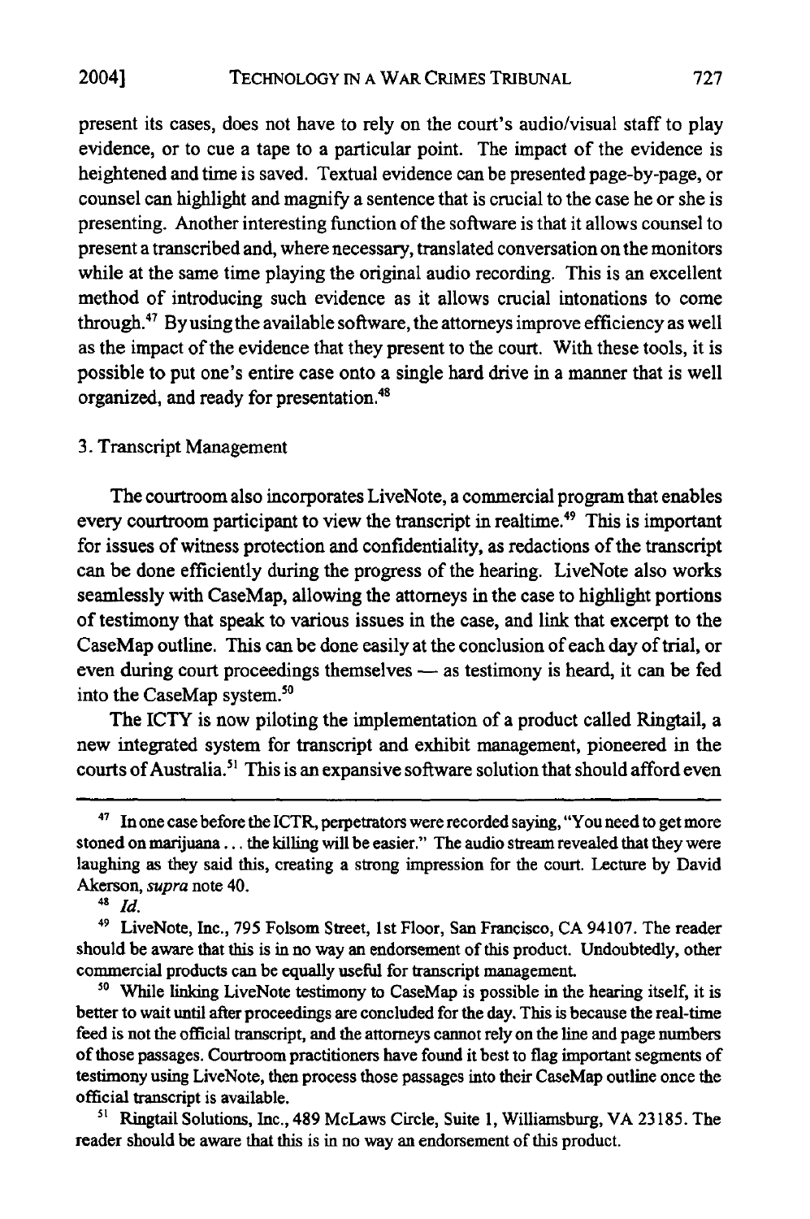present its cases, does not have to rely on the court's audio/visual staff to play evidence, or to cue a tape to a particular point. The impact of the evidence is heightened and time is saved. Textual evidence can be presented page-by-page, or counsel can highlight and magnify a sentence that is crucial to the case he or she is presenting. Another interesting function of the software is that it allows counsel to present a transcribed and, where necessary, translated conversation on the monitors while at the same time playing the original audio recording. This is an excellent method of introducing such evidence as it allows crucial intonations to come through.[47] By using the available software, the attorneys improve efficiency as well as the impact of the evidence that they present to the court. With these tools, it is possible to put one's entire case onto a single hard drive in a manner that is well organized, and ready for presentation.[48]

3. Transcript Management

The courtroom also incorporates LiveNote, a commercial program that enables every courtroom participant to view the transcript in realtime.[49] This is important for issues of witness protection and confidentiality, as redactions of the transcript can be done efficiently during the progress of the hearing. LiveNote also works seamlessly with CaseMap, allowing the attorneys in the case to highlight portions of testimony that speak to various issues in the case, and link that excerpt to the CaseMap outline. This can be done easily at the conclusion of each day of trial, or even during court proceedings themselves — as testimony is heard, it can be fed into the CaseMap system.[50]

The ICTY is now piloting the implementation of a product called Ringtail, a new integrated system for transcript and exhibit management, pioneered in the courts of Australia.[51] This is an expansive software solution that should afford even

---

[47] In one case before the ICTR, perpetrators were recorded saying, "You need to get more stoned on marijuana . . . the killing will be easier." The audio stream revealed that they were laughing as they said this, creating a strong impression for the court. Lecture by David Akerson, *supra* note 40.

[48] *Id.*

[49] LiveNote, Inc., 795 Folsom Street, 1st Floor, San Francisco, CA 94107. The reader should be aware that this is in no way an endorsement of this product. Undoubtedly, other commercial products can be equally useful for transcript management.

[50] While linking LiveNote testimony to CaseMap is possible in the hearing itself, it is better to wait until after proceedings are concluded for the day. This is because the real-time feed is not the official transcript, and the attorneys cannot rely on the line and page numbers of those passages. Courtroom practitioners have found it best to flag important segments of testimony using LiveNote, then process those passages into their CaseMap outline once the official transcript is available.

[51] Ringtail Solutions, Inc., 489 McLaws Circle, Suite 1, Williamsburg, VA 23185. The reader should be aware that this is in no way an endorsement of this product.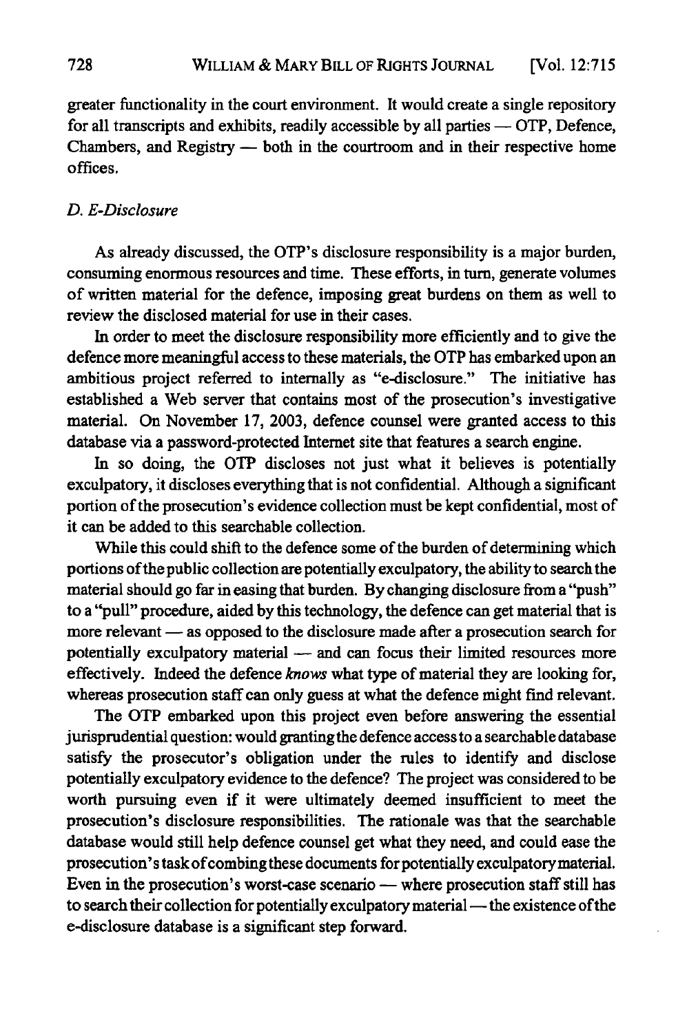greater functionality in the court environment. It would create a single repository for all transcripts and exhibits, readily accessible by all parties — OTP, Defence, Chambers, and Registry — both in the courtroom and in their respective home offices.

### D. E-Disclosure

As already discussed, the OTP's disclosure responsibility is a major burden, consuming enormous resources and time. These efforts, in turn, generate volumes of written material for the defence, imposing great burdens on them as well to review the disclosed material for use in their cases.

In order to meet the disclosure responsibility more efficiently and to give the defence more meaningful access to these materials, the OTP has embarked upon an ambitious project referred to internally as "e-disclosure." The initiative has established a Web server that contains most of the prosecution's investigative material. On November 17, 2003, defence counsel were granted access to this database via a password-protected Internet site that features a search engine.

In so doing, the OTP discloses not just what it believes is potentially exculpatory, it discloses everything that is not confidential. Although a significant portion of the prosecution's evidence collection must be kept confidential, most of it can be added to this searchable collection.

While this could shift to the defence some of the burden of determining which portions of the public collection are potentially exculpatory, the ability to search the material should go far in easing that burden. By changing disclosure from a "push" to a "pull" procedure, aided by this technology, the defence can get material that is more relevant — as opposed to the disclosure made after a prosecution search for potentially exculpatory material — and can focus their limited resources more effectively. Indeed the defence *knows* what type of material they are looking for, whereas prosecution staff can only guess at what the defence might find relevant.

The OTP embarked upon this project even before answering the essential jurisprudential question: would granting the defence access to a searchable database satisfy the prosecutor's obligation under the rules to identify and disclose potentially exculpatory evidence to the defence? The project was considered to be worth pursuing even if it were ultimately deemed insufficient to meet the prosecution's disclosure responsibilities. The rationale was that the searchable database would still help defence counsel get what they need, and could ease the prosecution's task of combing these documents for potentially exculpatory material. Even in the prosecution's worst-case scenario — where prosecution staff still has to search their collection for potentially exculpatory material — the existence of the e-disclosure database is a significant step forward.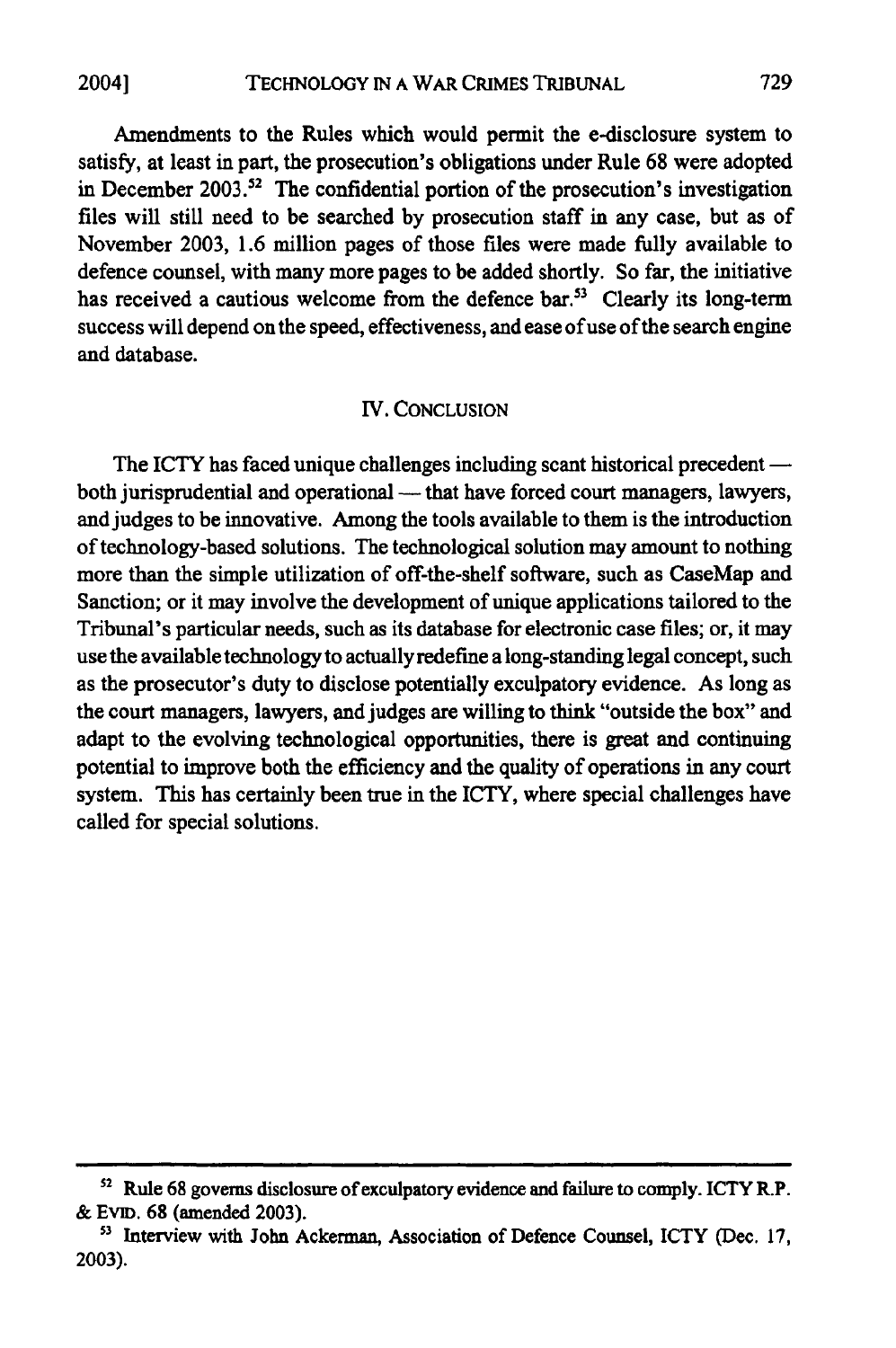Amendments to the Rules which would permit the e-disclosure system to satisfy, at least in part, the prosecution's obligations under Rule 68 were adopted in December 2003.[52] The confidential portion of the prosecution's investigation files will still need to be searched by prosecution staff in any case, but as of November 2003, 1.6 million pages of those files were made fully available to defence counsel, with many more pages to be added shortly. So far, the initiative has received a cautious welcome from the defence bar.[53] Clearly its long-term success will depend on the speed, effectiveness, and ease of use of the search engine and database.

## IV. CONCLUSION

The ICTY has faced unique challenges including scant historical precedent — both jurisprudential and operational — that have forced court managers, lawyers, and judges to be innovative. Among the tools available to them is the introduction of technology-based solutions. The technological solution may amount to nothing more than the simple utilization of off-the-shelf software, such as CaseMap and Sanction; or it may involve the development of unique applications tailored to the Tribunal's particular needs, such as its database for electronic case files; or, it may use the available technology to actually redefine a long-standing legal concept, such as the prosecutor's duty to disclose potentially exculpatory evidence. As long as the court managers, lawyers, and judges are willing to think "outside the box" and adapt to the evolving technological opportunities, there is great and continuing potential to improve both the efficiency and the quality of operations in any court system. This has certainly been true in the ICTY, where special challenges have called for special solutions.

---

[52] Rule 68 governs disclosure of exculpatory evidence and failure to comply. ICTY R.P. & EVID. 68 (amended 2003).

[53] Interview with John Ackerman, Association of Defence Counsel, ICTY (Dec. 17, 2003).